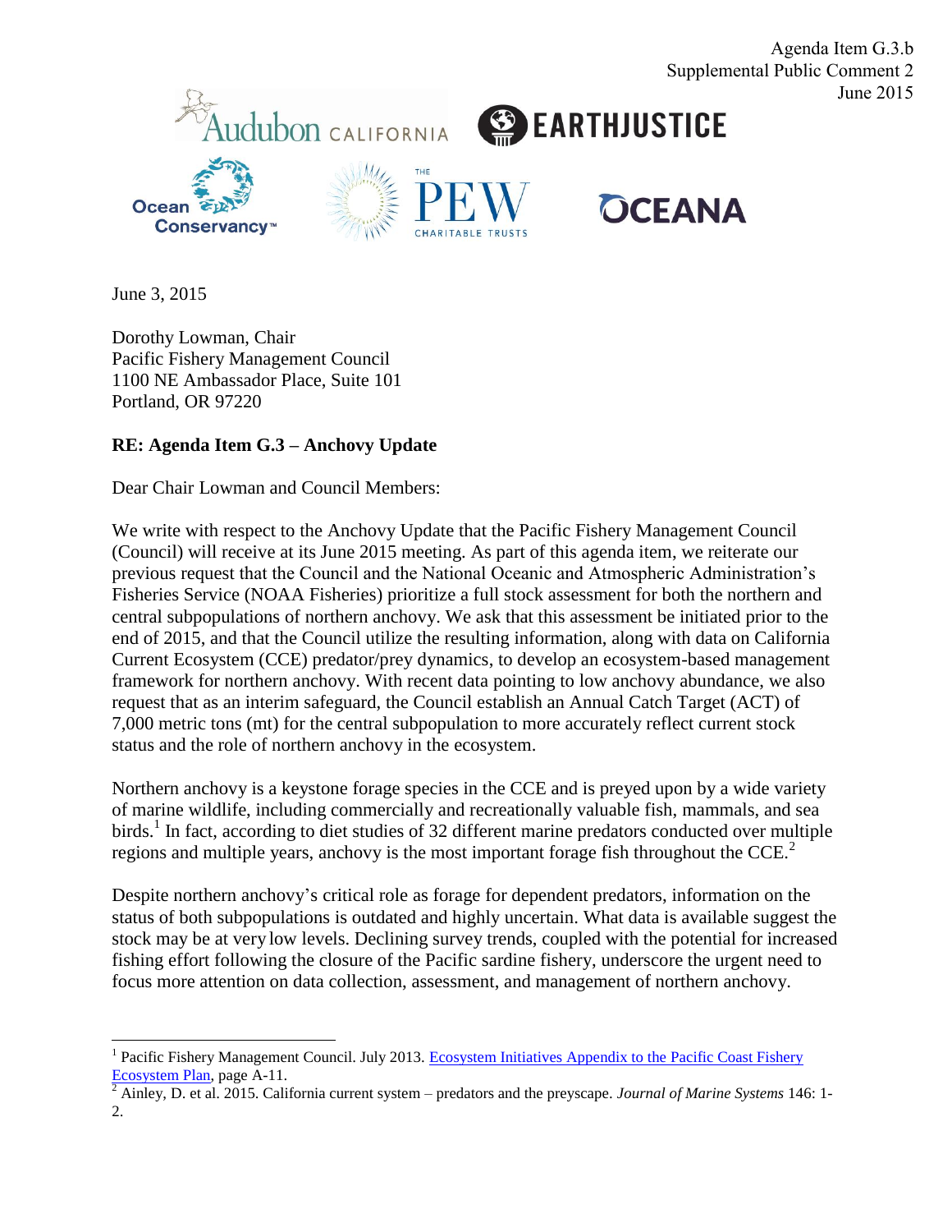Agenda Item G.3.b
Supplemental Public Comment 2
June 2015

Audubon CALIFORNIA | EARTHJUSTICE | Ocean Conservancy | THE PEW CHARITABLE TRUSTS | OCEANA

June 3, 2015

Dorothy Lowman, Chair
Pacific Fishery Management Council
1100 NE Ambassador Place, Suite 101
Portland, OR 97220

**RE: Agenda Item G.3 – Anchovy Update**

Dear Chair Lowman and Council Members:

We write with respect to the Anchovy Update that the Pacific Fishery Management Council (Council) will receive at its June 2015 meeting. As part of this agenda item, we reiterate our previous request that the Council and the National Oceanic and Atmospheric Administration's Fisheries Service (NOAA Fisheries) prioritize a full stock assessment for both the northern and central subpopulations of northern anchovy. We ask that this assessment be initiated prior to the end of 2015, and that the Council utilize the resulting information, along with data on California Current Ecosystem (CCE) predator/prey dynamics, to develop an ecosystem-based management framework for northern anchovy. With recent data pointing to low anchovy abundance, we also request that as an interim safeguard, the Council establish an Annual Catch Target (ACT) of 7,000 metric tons (mt) for the central subpopulation to more accurately reflect current stock status and the role of northern anchovy in the ecosystem.

Northern anchovy is a keystone forage species in the CCE and is preyed upon by a wide variety of marine wildlife, including commercially and recreationally valuable fish, mammals, and sea birds.[1] In fact, according to diet studies of 32 different marine predators conducted over multiple regions and multiple years, anchovy is the most important forage fish throughout the CCE.[2]

Despite northern anchovy's critical role as forage for dependent predators, information on the status of both subpopulations is outdated and highly uncertain. What data is available suggest the stock may be at very low levels. Declining survey trends, coupled with the potential for increased fishing effort following the closure of the Pacific sardine fishery, underscore the urgent need to focus more attention on data collection, assessment, and management of northern anchovy.

---

[1] Pacific Fishery Management Council. July 2013. Ecosystem Initiatives Appendix to the Pacific Coast Fishery Ecosystem Plan, page A-11.

[2] Ainley, D. et al. 2015. California current system – predators and the preyscape. *Journal of Marine Systems* 146: 1-2.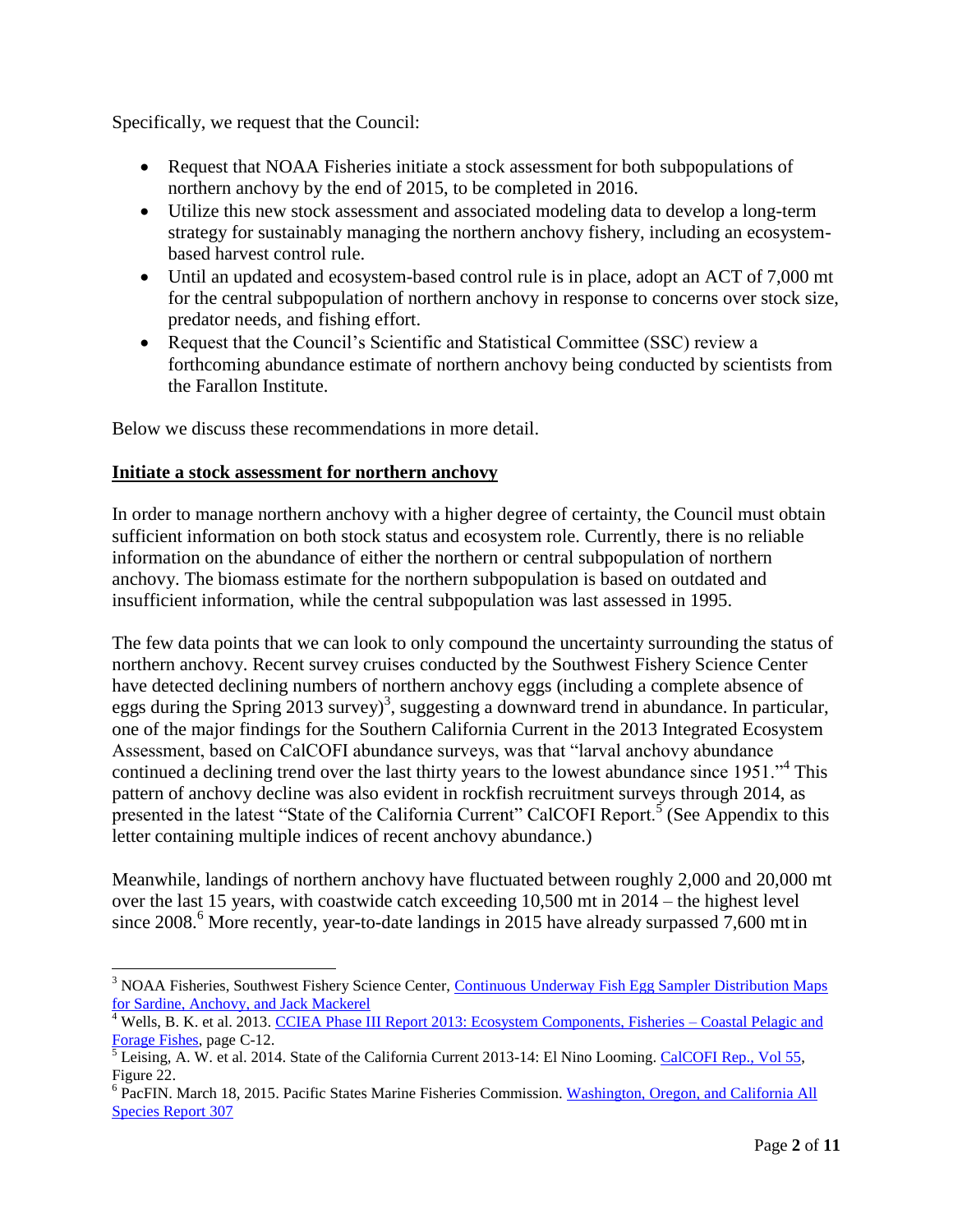Specifically, we request that the Council:

- Request that NOAA Fisheries initiate a stock assessment for both subpopulations of northern anchovy by the end of 2015, to be completed in 2016.
- Utilize this new stock assessment and associated modeling data to develop a long-term strategy for sustainably managing the northern anchovy fishery, including an ecosystem-based harvest control rule.
- Until an updated and ecosystem-based control rule is in place, adopt an ACT of 7,000 mt for the central subpopulation of northern anchovy in response to concerns over stock size, predator needs, and fishing effort.
- Request that the Council's Scientific and Statistical Committee (SSC) review a forthcoming abundance estimate of northern anchovy being conducted by scientists from the Farallon Institute.

Below we discuss these recommendations in more detail.

**Initiate a stock assessment for northern anchovy**

In order to manage northern anchovy with a higher degree of certainty, the Council must obtain sufficient information on both stock status and ecosystem role. Currently, there is no reliable information on the abundance of either the northern or central subpopulation of northern anchovy. The biomass estimate for the northern subpopulation is based on outdated and insufficient information, while the central subpopulation was last assessed in 1995.

The few data points that we can look to only compound the uncertainty surrounding the status of northern anchovy. Recent survey cruises conducted by the Southwest Fishery Science Center have detected declining numbers of northern anchovy eggs (including a complete absence of eggs during the Spring 2013 survey)[3], suggesting a downward trend in abundance. In particular, one of the major findings for the Southern California Current in the 2013 Integrated Ecosystem Assessment, based on CalCOFI abundance surveys, was that "larval anchovy abundance continued a declining trend over the last thirty years to the lowest abundance since 1951."[4] This pattern of anchovy decline was also evident in rockfish recruitment surveys through 2014, as presented in the latest "State of the California Current" CalCOFI Report.[5] (See Appendix to this letter containing multiple indices of recent anchovy abundance.)

Meanwhile, landings of northern anchovy have fluctuated between roughly 2,000 and 20,000 mt over the last 15 years, with coastwide catch exceeding 10,500 mt in 2014 – the highest level since 2008.[6] More recently, year-to-date landings in 2015 have already surpassed 7,600 mt in

---

[3] NOAA Fisheries, Southwest Fishery Science Center, Continuous Underway Fish Egg Sampler Distribution Maps for Sardine, Anchovy, and Jack Mackerel

[4] Wells, B. K. et al. 2013. CCIEA Phase III Report 2013: Ecosystem Components, Fisheries – Coastal Pelagic and Forage Fishes, page C-12.

[5] Leising, A. W. et al. 2014. State of the California Current 2013-14: El Nino Looming. CalCOFI Rep., Vol 55, Figure 22.

[6] PacFIN. March 18, 2015. Pacific States Marine Fisheries Commission. Washington, Oregon, and California All Species Report 307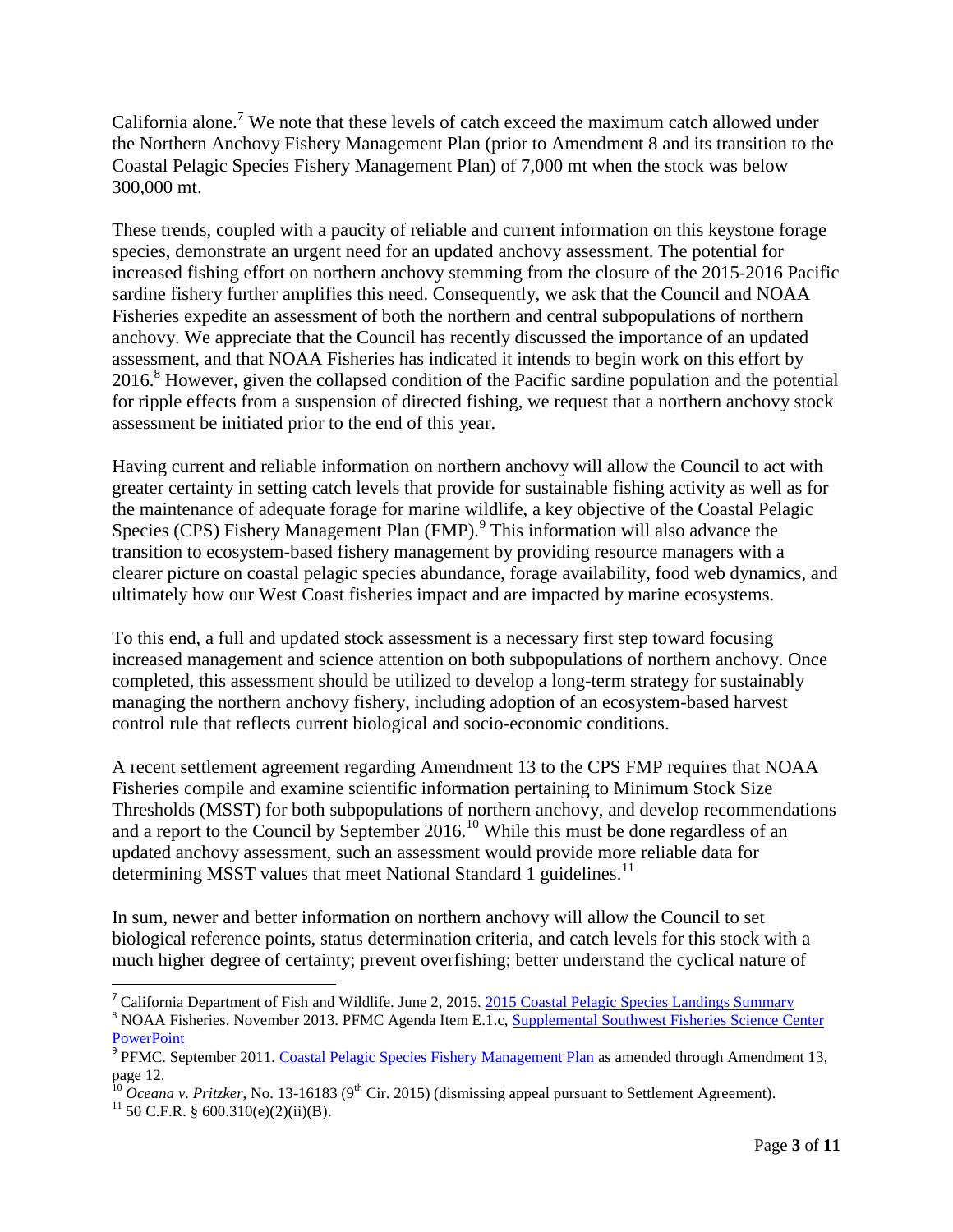California alone.[7] We note that these levels of catch exceed the maximum catch allowed under the Northern Anchovy Fishery Management Plan (prior to Amendment 8 and its transition to the Coastal Pelagic Species Fishery Management Plan) of 7,000 mt when the stock was below 300,000 mt.

These trends, coupled with a paucity of reliable and current information on this keystone forage species, demonstrate an urgent need for an updated anchovy assessment. The potential for increased fishing effort on northern anchovy stemming from the closure of the 2015-2016 Pacific sardine fishery further amplifies this need. Consequently, we ask that the Council and NOAA Fisheries expedite an assessment of both the northern and central subpopulations of northern anchovy. We appreciate that the Council has recently discussed the importance of an updated assessment, and that NOAA Fisheries has indicated it intends to begin work on this effort by 2016.[8] However, given the collapsed condition of the Pacific sardine population and the potential for ripple effects from a suspension of directed fishing, we request that a northern anchovy stock assessment be initiated prior to the end of this year.

Having current and reliable information on northern anchovy will allow the Council to act with greater certainty in setting catch levels that provide for sustainable fishing activity as well as for the maintenance of adequate forage for marine wildlife, a key objective of the Coastal Pelagic Species (CPS) Fishery Management Plan (FMP).[9] This information will also advance the transition to ecosystem-based fishery management by providing resource managers with a clearer picture on coastal pelagic species abundance, forage availability, food web dynamics, and ultimately how our West Coast fisheries impact and are impacted by marine ecosystems.

To this end, a full and updated stock assessment is a necessary first step toward focusing increased management and science attention on both subpopulations of northern anchovy. Once completed, this assessment should be utilized to develop a long-term strategy for sustainably managing the northern anchovy fishery, including adoption of an ecosystem-based harvest control rule that reflects current biological and socio-economic conditions.

A recent settlement agreement regarding Amendment 13 to the CPS FMP requires that NOAA Fisheries compile and examine scientific information pertaining to Minimum Stock Size Thresholds (MSST) for both subpopulations of northern anchovy, and develop recommendations and a report to the Council by September 2016.[10] While this must be done regardless of an updated anchovy assessment, such an assessment would provide more reliable data for determining MSST values that meet National Standard 1 guidelines.[11]

In sum, newer and better information on northern anchovy will allow the Council to set biological reference points, status determination criteria, and catch levels for this stock with a much higher degree of certainty; prevent overfishing; better understand the cyclical nature of

---

[7] California Department of Fish and Wildlife. June 2, 2015. 2015 Coastal Pelagic Species Landings Summary

[8] NOAA Fisheries. November 2013. PFMC Agenda Item E.1.c, Supplemental Southwest Fisheries Science Center PowerPoint

[9] PFMC. September 2011. Coastal Pelagic Species Fishery Management Plan as amended through Amendment 13, page 12.

[10] *Oceana v. Pritzker*, No. 13-16183 (9th Cir. 2015) (dismissing appeal pursuant to Settlement Agreement).

[11] 50 C.F.R. § 600.310(e)(2)(ii)(B).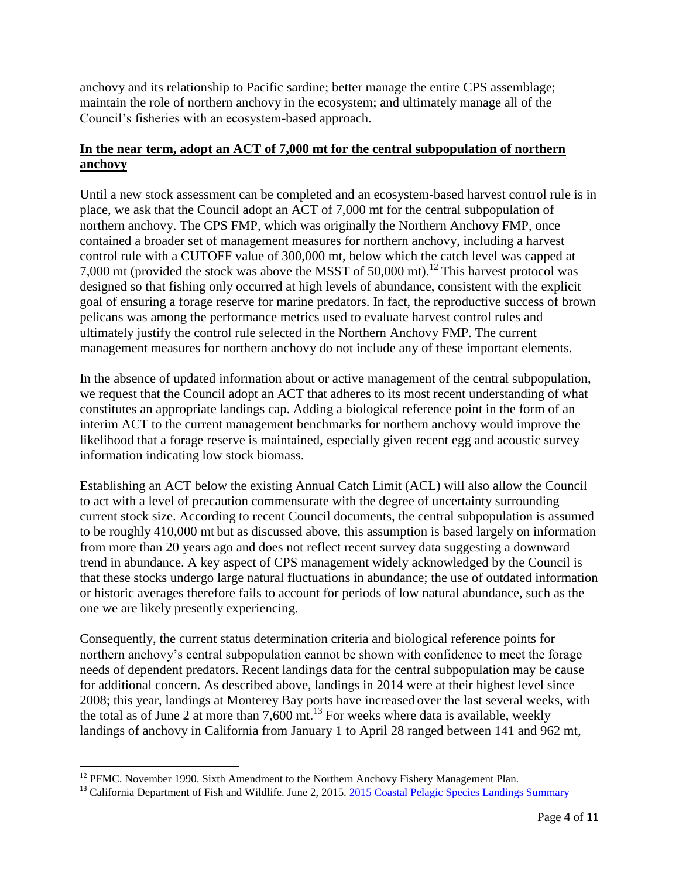anchovy and its relationship to Pacific sardine; better manage the entire CPS assemblage; maintain the role of northern anchovy in the ecosystem; and ultimately manage all of the Council's fisheries with an ecosystem-based approach.

## In the near term, adopt an ACT of 7,000 mt for the central subpopulation of northern anchovy

Until a new stock assessment can be completed and an ecosystem-based harvest control rule is in place, we ask that the Council adopt an ACT of 7,000 mt for the central subpopulation of northern anchovy. The CPS FMP, which was originally the Northern Anchovy FMP, once contained a broader set of management measures for northern anchovy, including a harvest control rule with a CUTOFF value of 300,000 mt, below which the catch level was capped at 7,000 mt (provided the stock was above the MSST of 50,000 mt).[12] This harvest protocol was designed so that fishing only occurred at high levels of abundance, consistent with the explicit goal of ensuring a forage reserve for marine predators. In fact, the reproductive success of brown pelicans was among the performance metrics used to evaluate harvest control rules and ultimately justify the control rule selected in the Northern Anchovy FMP. The current management measures for northern anchovy do not include any of these important elements.

In the absence of updated information about or active management of the central subpopulation, we request that the Council adopt an ACT that adheres to its most recent understanding of what constitutes an appropriate landings cap. Adding a biological reference point in the form of an interim ACT to the current management benchmarks for northern anchovy would improve the likelihood that a forage reserve is maintained, especially given recent egg and acoustic survey information indicating low stock biomass.

Establishing an ACT below the existing Annual Catch Limit (ACL) will also allow the Council to act with a level of precaution commensurate with the degree of uncertainty surrounding current stock size. According to recent Council documents, the central subpopulation is assumed to be roughly 410,000 mt but as discussed above, this assumption is based largely on information from more than 20 years ago and does not reflect recent survey data suggesting a downward trend in abundance. A key aspect of CPS management widely acknowledged by the Council is that these stocks undergo large natural fluctuations in abundance; the use of outdated information or historic averages therefore fails to account for periods of low natural abundance, such as the one we are likely presently experiencing.

Consequently, the current status determination criteria and biological reference points for northern anchovy's central subpopulation cannot be shown with confidence to meet the forage needs of dependent predators. Recent landings data for the central subpopulation may be cause for additional concern. As described above, landings in 2014 were at their highest level since 2008; this year, landings at Monterey Bay ports have increased over the last several weeks, with the total as of June 2 at more than 7,600 mt.[13] For weeks where data is available, weekly landings of anchovy in California from January 1 to April 28 ranged between 141 and 962 mt,

---

[12] PFMC. November 1990. Sixth Amendment to the Northern Anchovy Fishery Management Plan.

[13] California Department of Fish and Wildlife. June 2, 2015. 2015 Coastal Pelagic Species Landings Summary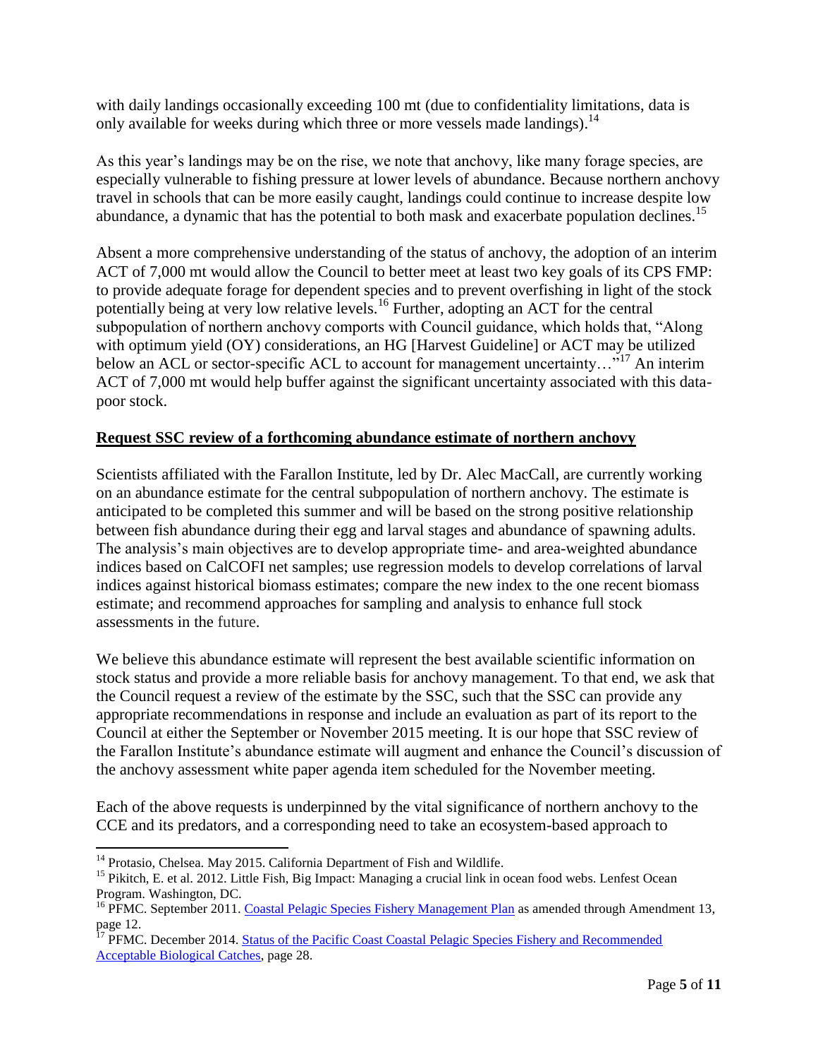with daily landings occasionally exceeding 100 mt (due to confidentiality limitations, data is only available for weeks during which three or more vessels made landings).[14]

As this year's landings may be on the rise, we note that anchovy, like many forage species, are especially vulnerable to fishing pressure at lower levels of abundance. Because northern anchovy travel in schools that can be more easily caught, landings could continue to increase despite low abundance, a dynamic that has the potential to both mask and exacerbate population declines.[15]

Absent a more comprehensive understanding of the status of anchovy, the adoption of an interim ACT of 7,000 mt would allow the Council to better meet at least two key goals of its CPS FMP: to provide adequate forage for dependent species and to prevent overfishing in light of the stock potentially being at very low relative levels.[16] Further, adopting an ACT for the central subpopulation of northern anchovy comports with Council guidance, which holds that, "Along with optimum yield (OY) considerations, an HG [Harvest Guideline] or ACT may be utilized below an ACL or sector-specific ACL to account for management uncertainty…"[17] An interim ACT of 7,000 mt would help buffer against the significant uncertainty associated with this data-poor stock.

**Request SSC review of a forthcoming abundance estimate of northern anchovy**

Scientists affiliated with the Farallon Institute, led by Dr. Alec MacCall, are currently working on an abundance estimate for the central subpopulation of northern anchovy. The estimate is anticipated to be completed this summer and will be based on the strong positive relationship between fish abundance during their egg and larval stages and abundance of spawning adults. The analysis's main objectives are to develop appropriate time- and area-weighted abundance indices based on CalCOFI net samples; use regression models to develop correlations of larval indices against historical biomass estimates; compare the new index to the one recent biomass estimate; and recommend approaches for sampling and analysis to enhance full stock assessments in the future.

We believe this abundance estimate will represent the best available scientific information on stock status and provide a more reliable basis for anchovy management. To that end, we ask that the Council request a review of the estimate by the SSC, such that the SSC can provide any appropriate recommendations in response and include an evaluation as part of its report to the Council at either the September or November 2015 meeting. It is our hope that SSC review of the Farallon Institute's abundance estimate will augment and enhance the Council's discussion of the anchovy assessment white paper agenda item scheduled for the November meeting.

Each of the above requests is underpinned by the vital significance of northern anchovy to the CCE and its predators, and a corresponding need to take an ecosystem-based approach to

---

[14] Protasio, Chelsea. May 2015. California Department of Fish and Wildlife.

[15] Pikitch, E. et al. 2012. Little Fish, Big Impact: Managing a crucial link in ocean food webs. Lenfest Ocean Program. Washington, DC.

[16] PFMC. September 2011. Coastal Pelagic Species Fishery Management Plan as amended through Amendment 13, page 12.

[17] PFMC. December 2014. Status of the Pacific Coast Coastal Pelagic Species Fishery and Recommended Acceptable Biological Catches, page 28.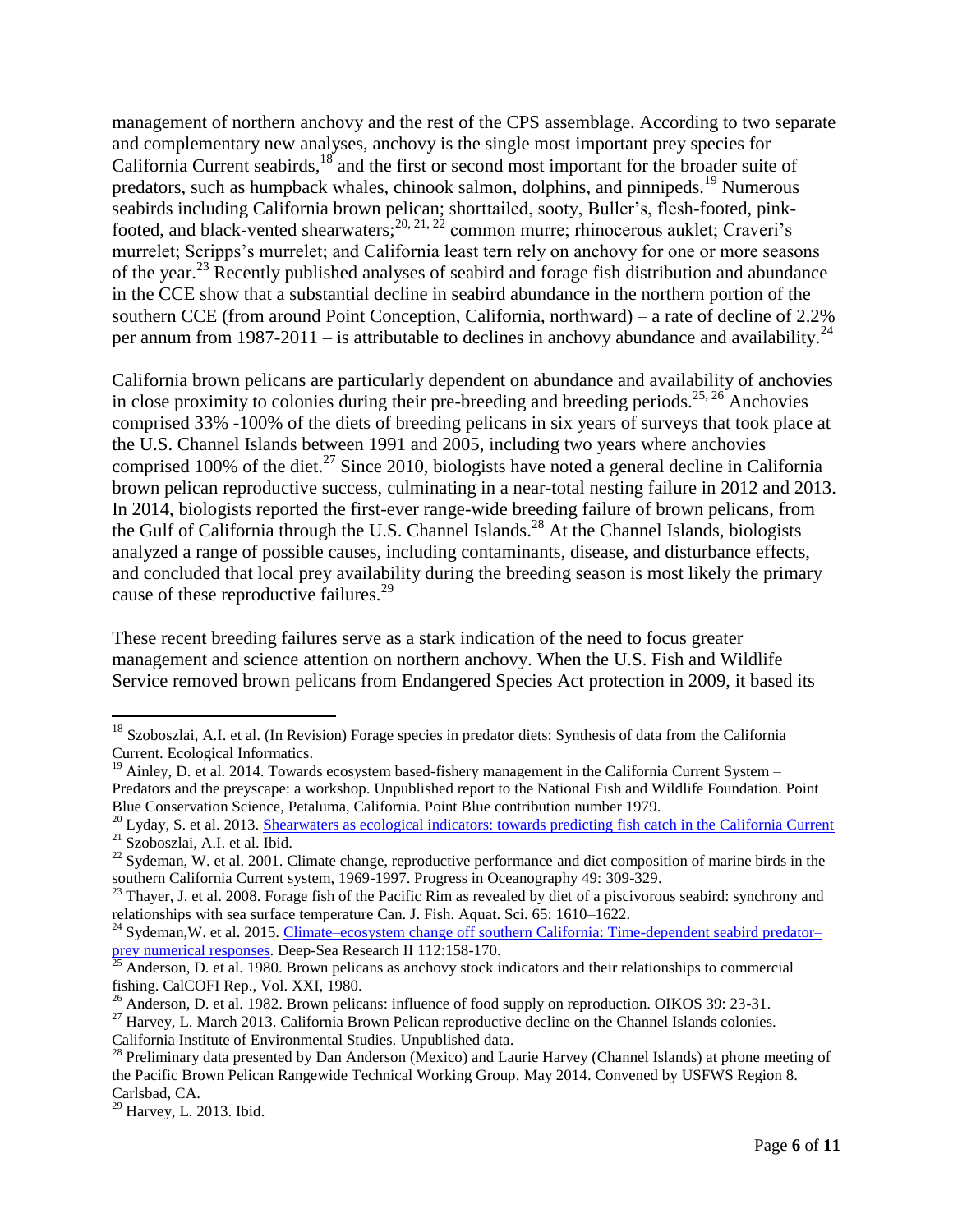management of northern anchovy and the rest of the CPS assemblage. According to two separate and complementary new analyses, anchovy is the single most important prey species for California Current seabirds,[18] and the first or second most important for the broader suite of predators, such as humpback whales, chinook salmon, dolphins, and pinnipeds.[19] Numerous seabirds including California brown pelican; shorttailed, sooty, Buller's, flesh-footed, pink-footed, and black-vented shearwaters;[20, 21, 22] common murre; rhinocerous auklet; Craveri's murrelet; Scripps's murrelet; and California least tern rely on anchovy for one or more seasons of the year.[23] Recently published analyses of seabird and forage fish distribution and abundance in the CCE show that a substantial decline in seabird abundance in the northern portion of the southern CCE (from around Point Conception, California, northward) – a rate of decline of 2.2% per annum from 1987-2011 – is attributable to declines in anchovy abundance and availability.[24]

California brown pelicans are particularly dependent on abundance and availability of anchovies in close proximity to colonies during their pre-breeding and breeding periods.[25, 26] Anchovies comprised 33% -100% of the diets of breeding pelicans in six years of surveys that took place at the U.S. Channel Islands between 1991 and 2005, including two years where anchovies comprised 100% of the diet.[27] Since 2010, biologists have noted a general decline in California brown pelican reproductive success, culminating in a near-total nesting failure in 2012 and 2013. In 2014, biologists reported the first-ever range-wide breeding failure of brown pelicans, from the Gulf of California through the U.S. Channel Islands.[28] At the Channel Islands, biologists analyzed a range of possible causes, including contaminants, disease, and disturbance effects, and concluded that local prey availability during the breeding season is most likely the primary cause of these reproductive failures.[29]

These recent breeding failures serve as a stark indication of the need to focus greater management and science attention on northern anchovy. When the U.S. Fish and Wildlife Service removed brown pelicans from Endangered Species Act protection in 2009, it based its

---

[18] Szoboszlai, A.I. et al. (In Revision) Forage species in predator diets: Synthesis of data from the California Current. Ecological Informatics.

[19] Ainley, D. et al. 2014. Towards ecosystem based-fishery management in the California Current System – Predators and the preyscape: a workshop. Unpublished report to the National Fish and Wildlife Foundation. Point Blue Conservation Science, Petaluma, California. Point Blue contribution number 1979.

[20] Lyday, S. et al. 2013. Shearwaters as ecological indicators: towards predicting fish catch in the California Current

[21] Szoboszlai, A.I. et al. Ibid.

[22] Sydeman, W. et al. 2001. Climate change, reproductive performance and diet composition of marine birds in the southern California Current system, 1969-1997. Progress in Oceanography 49: 309-329.

[23] Thayer, J. et al. 2008. Forage fish of the Pacific Rim as revealed by diet of a piscivorous seabird: synchrony and relationships with sea surface temperature Can. J. Fish. Aquat. Sci. 65: 1610–1622.

[24] Sydeman,W. et al. 2015. Climate–ecosystem change off southern California: Time-dependent seabird predator–prey numerical responses. Deep-Sea Research II 112:158-170.

[25] Anderson, D. et al. 1980. Brown pelicans as anchovy stock indicators and their relationships to commercial fishing. CalCOFI Rep., Vol. XXI, 1980.

[26] Anderson, D. et al. 1982. Brown pelicans: influence of food supply on reproduction. OIKOS 39: 23-31.

[27] Harvey, L. March 2013. California Brown Pelican reproductive decline on the Channel Islands colonies. California Institute of Environmental Studies. Unpublished data.

[28] Preliminary data presented by Dan Anderson (Mexico) and Laurie Harvey (Channel Islands) at phone meeting of the Pacific Brown Pelican Rangewide Technical Working Group. May 2014. Convened by USFWS Region 8. Carlsbad, CA.

[29] Harvey, L. 2013. Ibid.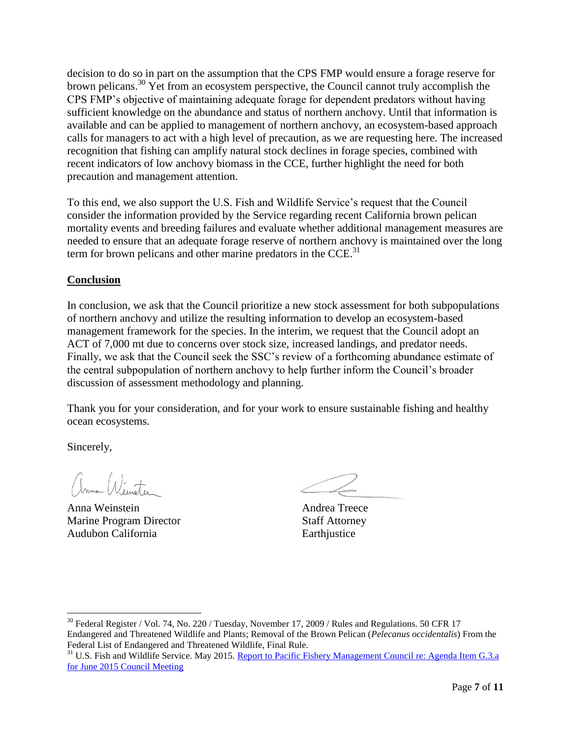decision to do so in part on the assumption that the CPS FMP would ensure a forage reserve for brown pelicans.[30] Yet from an ecosystem perspective, the Council cannot truly accomplish the CPS FMP's objective of maintaining adequate forage for dependent predators without having sufficient knowledge on the abundance and status of northern anchovy. Until that information is available and can be applied to management of northern anchovy, an ecosystem-based approach calls for managers to act with a high level of precaution, as we are requesting here. The increased recognition that fishing can amplify natural stock declines in forage species, combined with recent indicators of low anchovy biomass in the CCE, further highlight the need for both precaution and management attention.

To this end, we also support the U.S. Fish and Wildlife Service's request that the Council consider the information provided by the Service regarding recent California brown pelican mortality events and breeding failures and evaluate whether additional management measures are needed to ensure that an adequate forage reserve of northern anchovy is maintained over the long term for brown pelicans and other marine predators in the CCE.[31]

**Conclusion**

In conclusion, we ask that the Council prioritize a new stock assessment for both subpopulations of northern anchovy and utilize the resulting information to develop an ecosystem-based management framework for the species. In the interim, we request that the Council adopt an ACT of 7,000 mt due to concerns over stock size, increased landings, and predator needs. Finally, we ask that the Council seek the SSC's review of a forthcoming abundance estimate of the central subpopulation of northern anchovy to help further inform the Council's broader discussion of assessment methodology and planning.

Thank you for your consideration, and for your work to ensure sustainable fishing and healthy ocean ecosystems.

Sincerely,

Anna Weinstein
Marine Program Director
Audubon California

Andrea Treece
Staff Attorney
Earthjustice

---

[30] Federal Register / Vol. 74, No. 220 / Tuesday, November 17, 2009 / Rules and Regulations. 50 CFR 17 Endangered and Threatened Wildlife and Plants; Removal of the Brown Pelican (*Pelecanus occidentalis*) From the Federal List of Endangered and Threatened Wildlife, Final Rule.

[31] U.S. Fish and Wildlife Service. May 2015. Report to Pacific Fishery Management Council re: Agenda Item G.3.a for June 2015 Council Meeting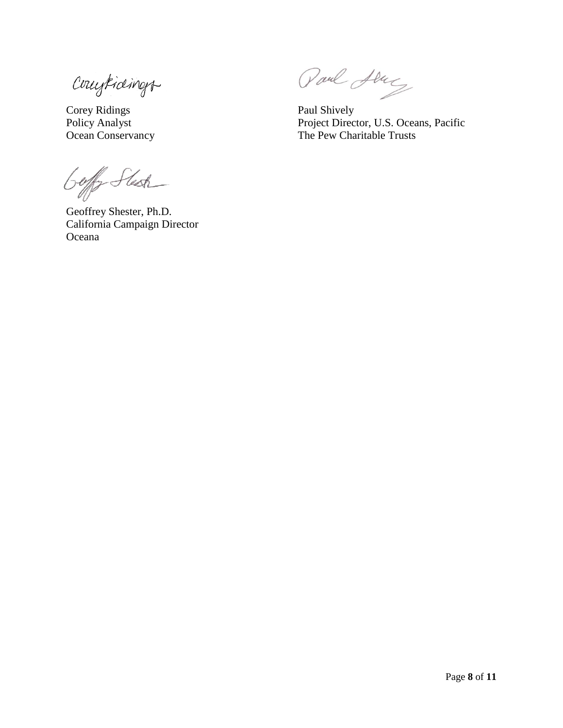Corey Ridings
Policy Analyst
Ocean Conservancy

Paul Shively
Project Director, U.S. Oceans, Pacific
The Pew Charitable Trusts

Geoffrey Shester, Ph.D.
California Campaign Director
Oceana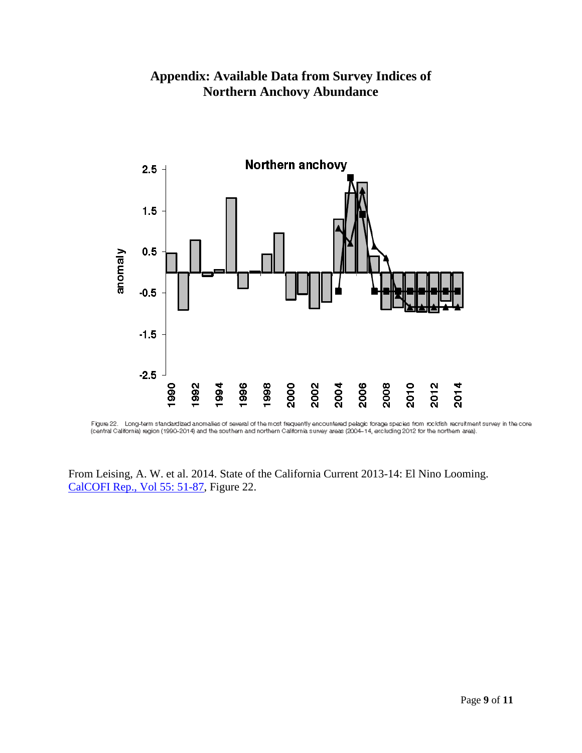# Appendix: Available Data from Survey Indices of Northern Anchovy Abundance

Figure 22. Long-term standardized anomalies of several of the most frequently encountered pelagic forage species from rockfish recruitment survey in the core (central California) region (1990-2014) and the southern and northern California survey areas (2004–14, excluding 2012 for the northern area).

From Leising, A. W. et al. 2014. State of the California Current 2013-14: El Nino Looming. [CalCOFI Rep., Vol 55: 51-87](), Figure 22.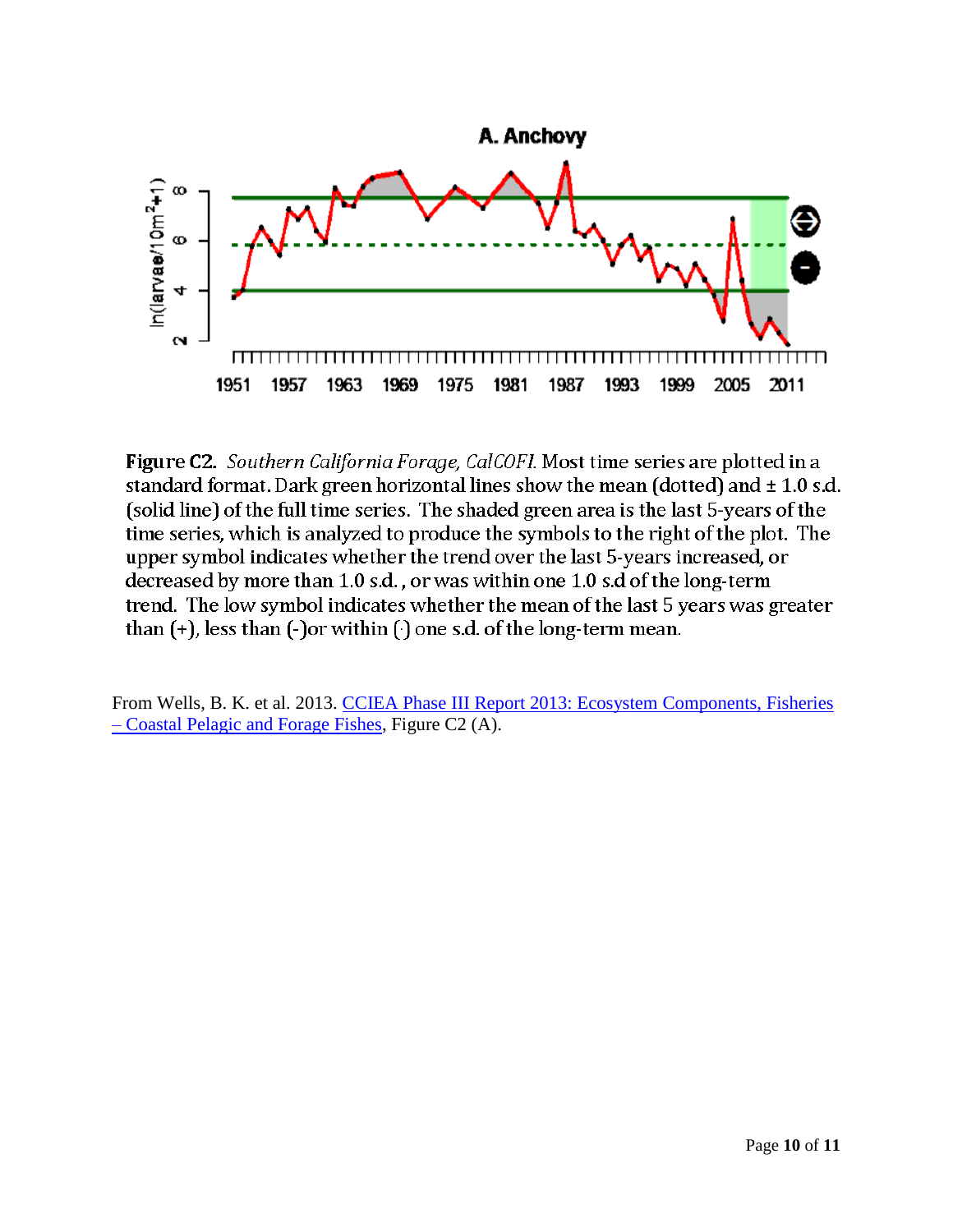**Figure C2.** *Southern California Forage, CalCOFI.* Most time series are plotted in a standard format. Dark green horizontal lines show the mean (dotted) and ± 1.0 s.d. (solid line) of the full time series. The shaded green area is the last 5-years of the time series, which is analyzed to produce the symbols to the right of the plot. The upper symbol indicates whether the trend over the last 5-years increased, or decreased by more than 1.0 s.d. , or was within one 1.0 s.d of the long-term trend. The low symbol indicates whether the mean of the last 5 years was greater than (+), less than (-)or within (·) one s.d. of the long-term mean.

From Wells, B. K. et al. 2013. CCIEA Phase III Report 2013: Ecosystem Components, Fisheries – Coastal Pelagic and Forage Fishes, Figure C2 (A).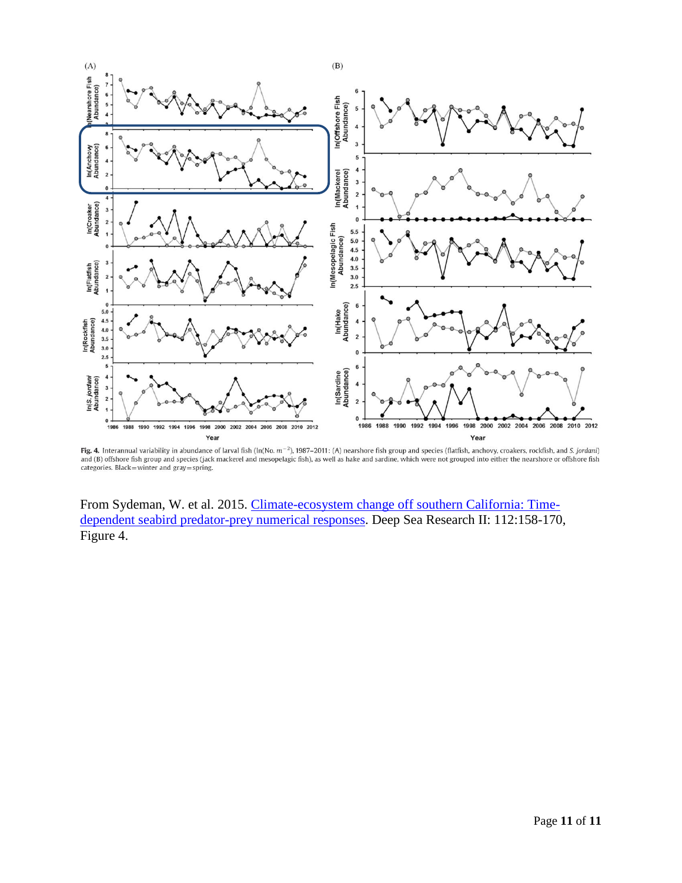(A)

(B)

ln(Nearshore Fish Abundance)

ln(Anchovy Abundance)

ln(Croaker Abundance)

ln(Flatfish Abundance)

ln(Rockfish Abundance)

ln(*S. jordani* Abundance)

ln(Offshore Fish Abundance)

ln(Mackerel Abundance)

ln(Mesopelagic Fish Abundance)

ln(Hake Abundance)

ln(Sardine Abundance)

1986 1988 1990 1992 1994 1996 1998 2000 2002 2004 2006 2008 2010 2012

Year

**Fig. 4.** Interannual variability in abundance of larval fish (ln(No. $m^{-2}$), 1987–2011: (A) nearshore fish group and species (flatfish, anchovy, croakers, rockfish, and *S. jordani*) and (B) offshore fish group and species (jack mackerel and mesopelagic fish), as well as hake and sardine, which were not grouped into either the nearshore or offshore fish categories. Black = winter and gray = spring.

From Sydeman, W. et al. 2015. Climate-ecosystem change off southern California: Time-dependent seabird predator-prey numerical responses. Deep Sea Research II: 112:158-170, Figure 4.